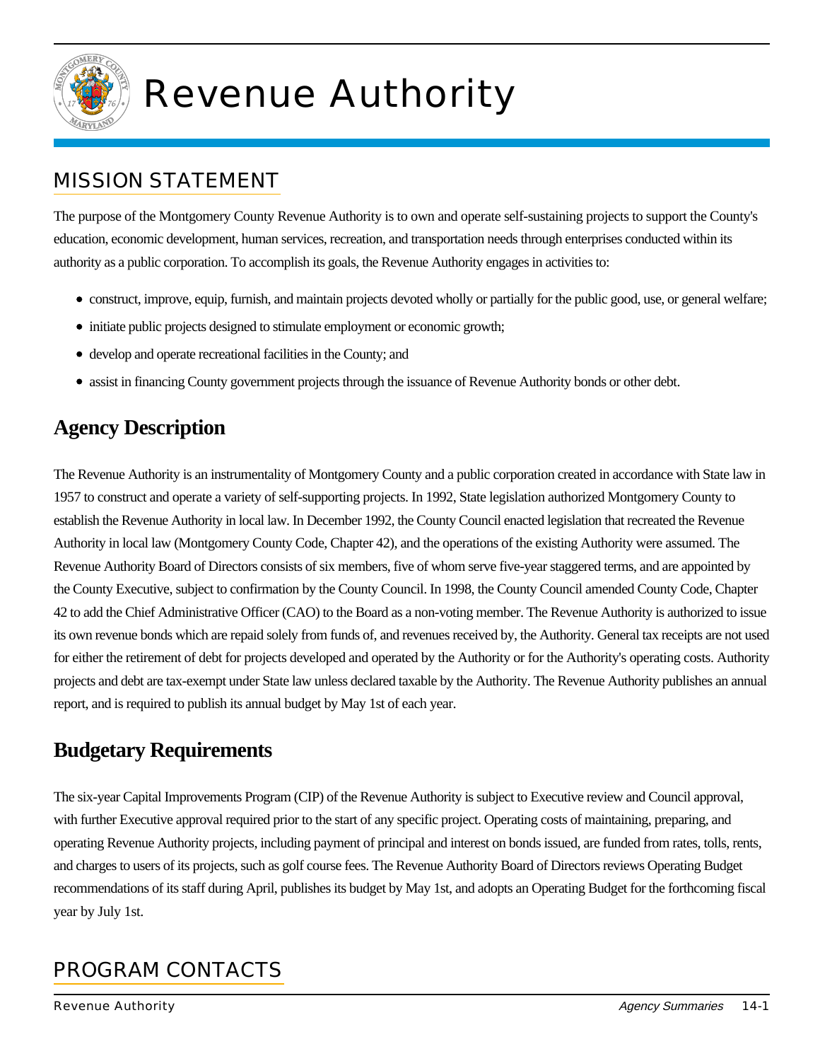# Revenue Authority

## MISSION STATEMENT

The purpose of the Montgomery County Revenue Authority is to own and operate self-sustaining projects to support the County's education, economic development, human services, recreation, and transportation needs through enterprises conducted within its authority as a public corporation. To accomplish its goals, the Revenue Authority engages in activities to:

- construct, improve, equip, furnish, and maintain projects devoted wholly or partially for the public good, use, or general welfare;
- initiate public projects designed to stimulate employment or economic growth;
- develop and operate recreational facilities in the County; and
- assist in financing County government projects through the issuance of Revenue Authority bonds or other debt.

## Agency Description

The Revenue Authority is an instrumentality of Montgomery County and a public corporation created in accordance with State law in 1957 to construct and operate a variety of self-supporting projects. In 1992, State legislation authorized Montgomery County to establish the Revenue Authority in local law. In December 1992, the County Council enacted legislation that recreated the Revenue Authority in local law (Montgomery County Code, Chapter 42), and the operations of the existing Authority were assumed. The Revenue Authority Board of Directors consists of six members, five of whom serve five-year staggered terms, and are appointed by the County Executive, subject to confirmation by the County Council. In 1998, the County Council amended County Code, Chapter 42 to add the Chief Administrative Officer (CAO) to the Board as a non-voting member. The Revenue Authority is authorized to issue its own revenue bonds which are repaid solely from funds of, and revenues received by, the Authority. General tax receipts are not used for either the retirement of debt for projects developed and operated by the Authority or for the Authority's operating costs. Authority projects and debt are tax-exempt under State law unless declared taxable by the Authority. The Revenue Authority publishes an annual report, and is required to publish its annual budget by May 1st of each year.

## Budgetary Requirements

The six-year Capital Improvements Program (CIP) of the Revenue Authority is subject to Executive review and Council approval, with further Executive approval required prior to the start of any specific project. Operating costs of maintaining, preparing, and operating Revenue Authority projects, including payment of principal and interest on bonds issued, are funded from rates, tolls, rents, and charges to users of its projects, such as golf course fees. The Revenue Authority Board of Directors reviews Operating Budget recommendations of its staff during April, publishes its budget by May 1st, and adopts an Operating Budget for the forthcoming fiscal year by July 1st.

## PROGRAM CONTACTS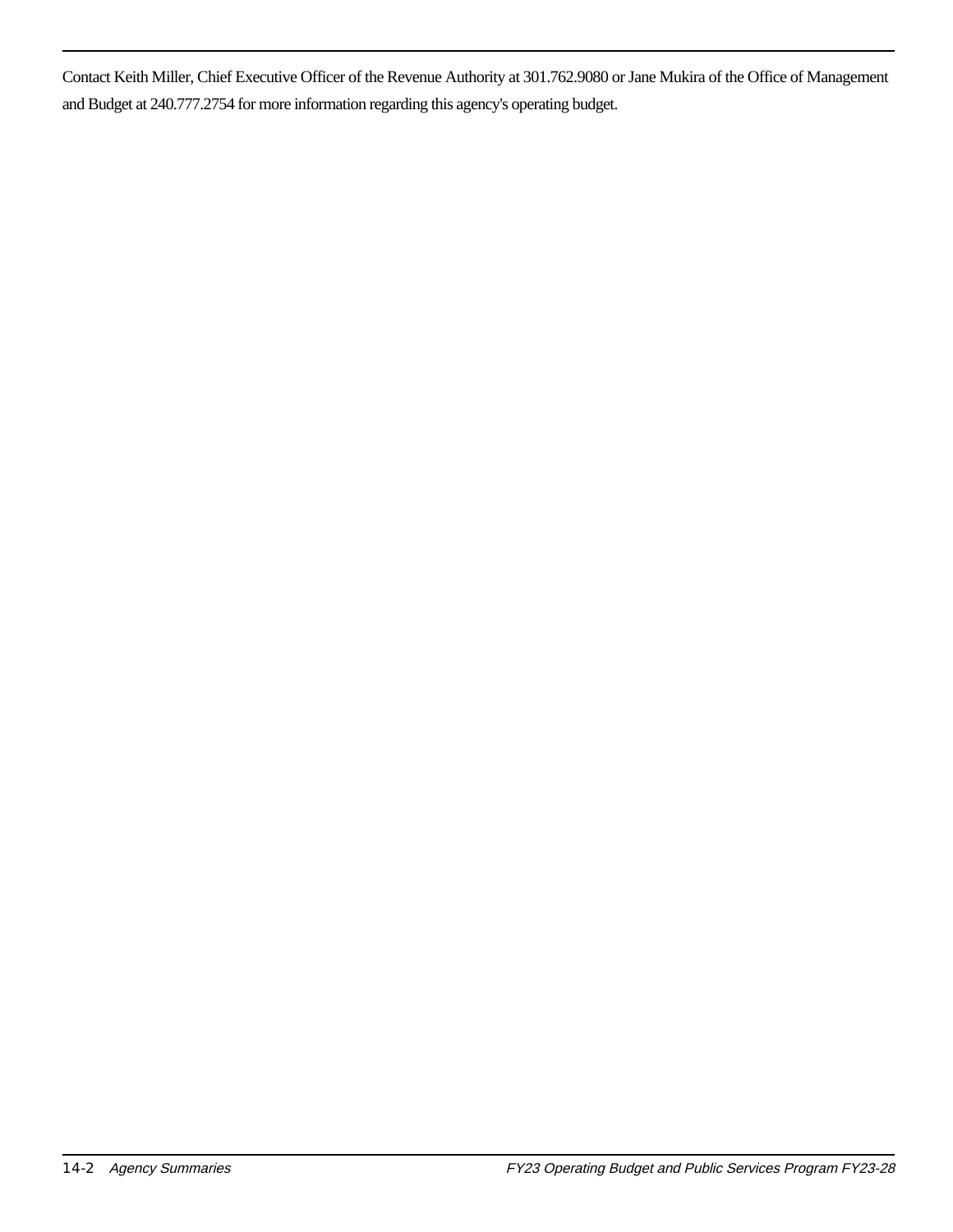Contact Keith Miller, Chief Executive Officer of the Revenue Authority at 301.762.9080 or Jane Mukira of the Office of Management and Budget at 240.777.2754 for more information regarding this agency's operating budget.